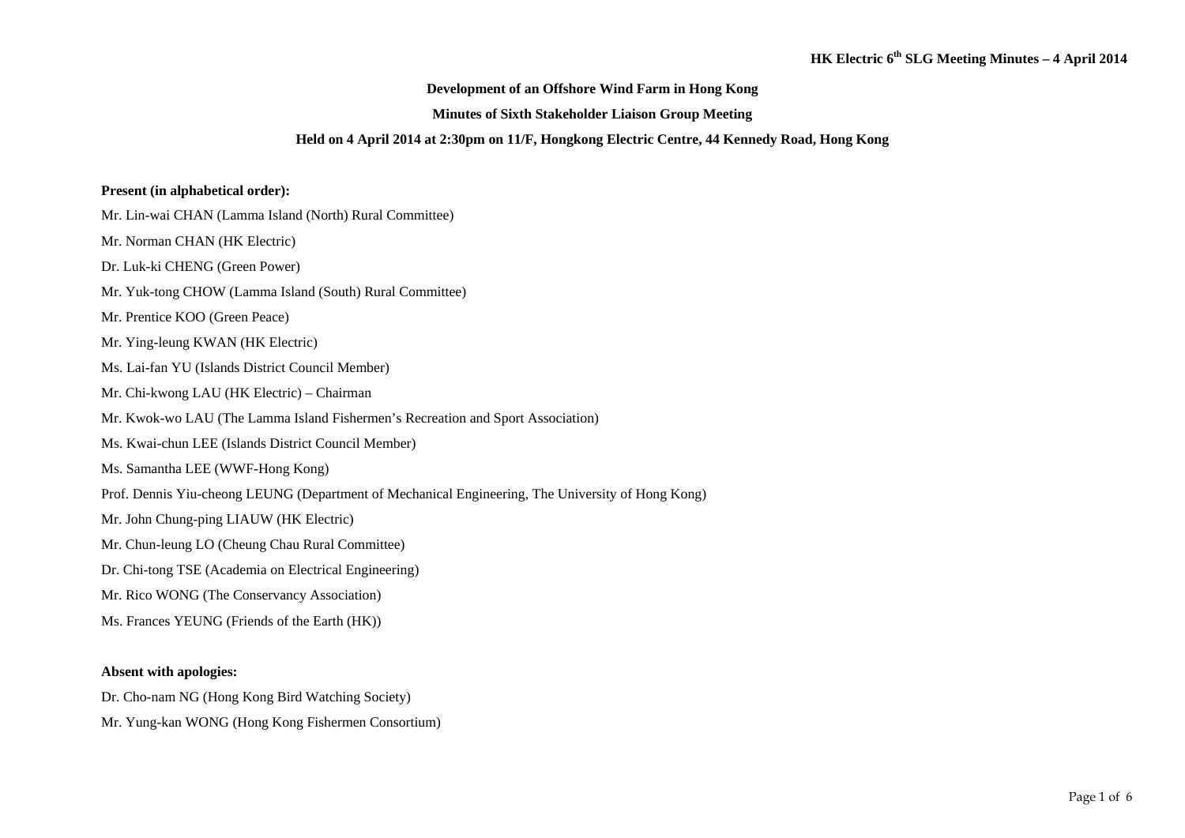**Development of an Offshore Wind Farm in Hong Kong**

**Minutes of Sixth Stakeholder Liaison Group Meeting**

**Held on 4 April 2014 at 2:30pm on 11/F, Hongkong Electric Centre, 44 Kennedy Road, Hong Kong**

**Present (in alphabetical order):**

Mr. Lin-wai CHAN (Lamma Island (North) Rural Committee)

Mr. Norman CHAN (HK Electric)

Dr. Luk-ki CHENG (Green Power)

Mr. Yuk-tong CHOW (Lamma Island (South) Rural Committee)

Mr. Prentice KOO (Green Peace)

Mr. Ying-leung KWAN (HK Electric)

Ms. Lai-fan YU (Islands District Council Member)

Mr. Chi-kwong LAU (HK Electric) – Chairman

Mr. Kwok-wo LAU (The Lamma Island Fishermen's Recreation and Sport Association)

Ms. Kwai-chun LEE (Islands District Council Member)

Ms. Samantha LEE (WWF-Hong Kong)

Prof. Dennis Yiu-cheong LEUNG (Department of Mechanical Engineering, The University of Hong Kong)

Mr. John Chung-ping LIAUW (HK Electric)

Mr. Chun-leung LO (Cheung Chau Rural Committee)

Dr. Chi-tong TSE (Academia on Electrical Engineering)

Mr. Rico WONG (The Conservancy Association)

Ms. Frances YEUNG (Friends of the Earth (HK))

**Absent with apologies:**

Dr. Cho-nam NG (Hong Kong Bird Watching Society)

Mr. Yung-kan WONG (Hong Kong Fishermen Consortium)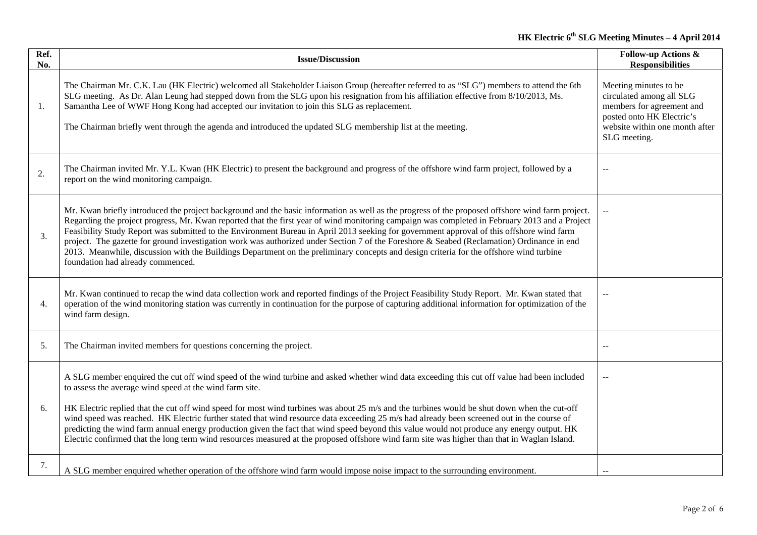| Ref. No. | Issue/Discussion | Follow-up Actions & Responsibilities |
| --- | --- | --- |
| 1. | The Chairman Mr. C.K. Lau (HK Electric) welcomed all Stakeholder Liaison Group (hereafter referred to as "SLG") members to attend the 6th SLG meeting. As Dr. Alan Leung had stepped down from the SLG upon his resignation from his affiliation effective from 8/10/2013, Ms. Samantha Lee of WWF Hong Kong had accepted our invitation to join this SLG as replacement.<br><br>The Chairman briefly went through the agenda and introduced the updated SLG membership list at the meeting. | Meeting minutes to be circulated among all SLG members for agreement and posted onto HK Electric's website within one month after SLG meeting. |
| 2. | The Chairman invited Mr. Y.L. Kwan (HK Electric) to present the background and progress of the offshore wind farm project, followed by a report on the wind monitoring campaign. | -- |
| 3. | Mr. Kwan briefly introduced the project background and the basic information as well as the progress of the proposed offshore wind farm project. Regarding the project progress, Mr. Kwan reported that the first year of wind monitoring campaign was completed in February 2013 and a Project Feasibility Study Report was submitted to the Environment Bureau in April 2013 seeking for government approval of this offshore wind farm project. The gazette for ground investigation work was authorized under Section 7 of the Foreshore & Seabed (Reclamation) Ordinance in end 2013. Meanwhile, discussion with the Buildings Department on the preliminary concepts and design criteria for the offshore wind turbine foundation had already commenced. | -- |
| 4. | Mr. Kwan continued to recap the wind data collection work and reported findings of the Project Feasibility Study Report. Mr. Kwan stated that operation of the wind monitoring station was currently in continuation for the purpose of capturing additional information for optimization of the wind farm design. | -- |
| 5. | The Chairman invited members for questions concerning the project. | -- |
| 6. | A SLG member enquired the cut off wind speed of the wind turbine and asked whether wind data exceeding this cut off value had been included to assess the average wind speed at the wind farm site.<br><br>HK Electric replied that the cut off wind speed for most wind turbines was about 25 m/s and the turbines would be shut down when the cut-off wind speed was reached. HK Electric further stated that wind resource data exceeding 25 m/s had already been screened out in the course of predicting the wind farm annual energy production given the fact that wind speed beyond this value would not produce any energy output. HK Electric confirmed that the long term wind resources measured at the proposed offshore wind farm site was higher than that in Waglan Island. | -- |
| 7. | A SLG member enquired whether operation of the offshore wind farm would impose noise impact to the surrounding environment. | -- |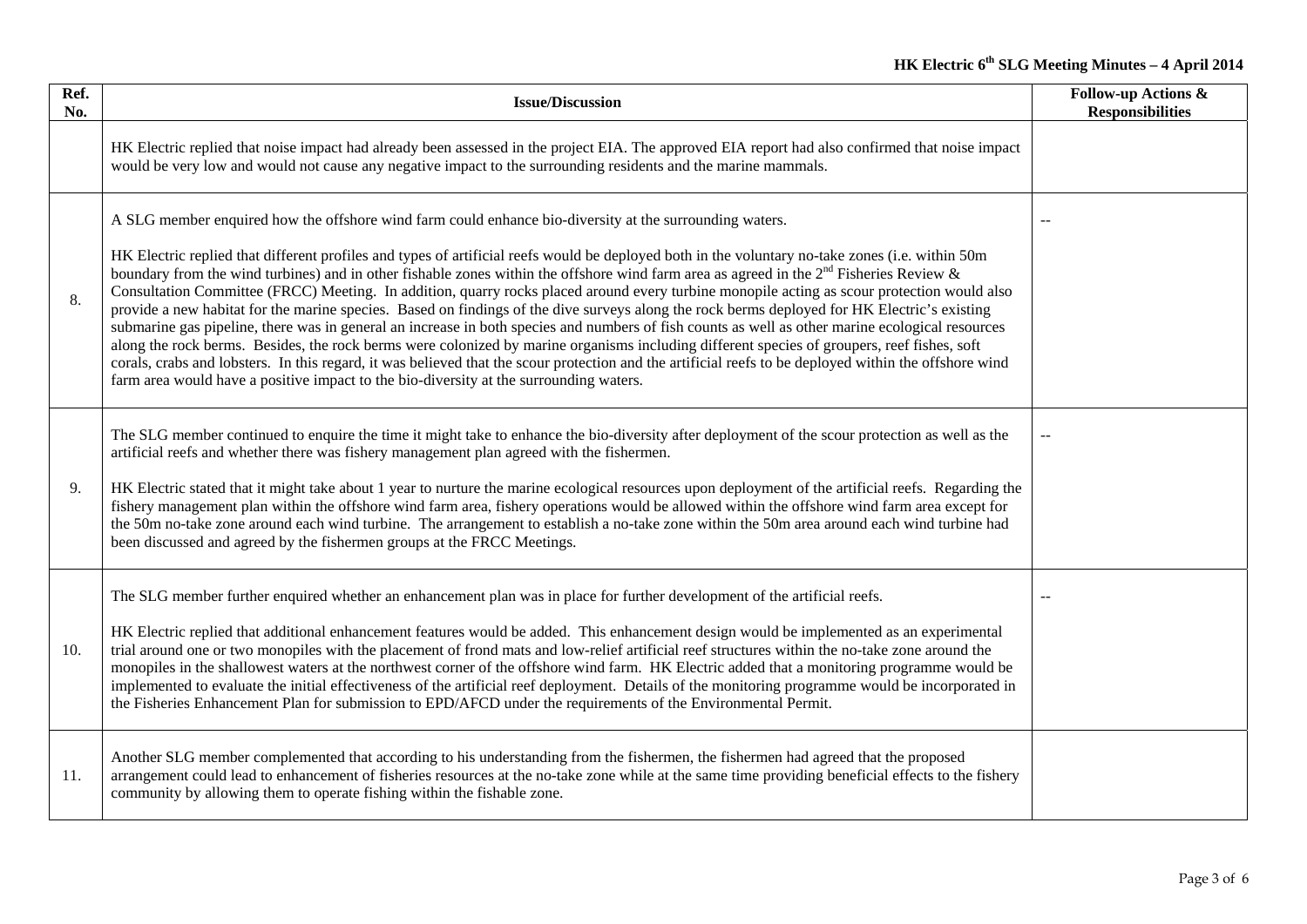| Ref. No. | Issue/Discussion | Follow-up Actions & Responsibilities |
|---|---|---|
| | HK Electric replied that noise impact had already been assessed in the project EIA. The approved EIA report had also confirmed that noise impact would be very low and would not cause any negative impact to the surrounding residents and the marine mammals. | |
| 8. | A SLG member enquired how the offshore wind farm could enhance bio-diversity at the surrounding waters.<br><br>HK Electric replied that different profiles and types of artificial reefs would be deployed both in the voluntary no-take zones (i.e. within 50m boundary from the wind turbines) and in other fishable zones within the offshore wind farm area as agreed in the 2nd Fisheries Review & Consultation Committee (FRCC) Meeting. In addition, quarry rocks placed around every turbine monopile acting as scour protection would also provide a new habitat for the marine species. Based on findings of the dive surveys along the rock berms deployed for HK Electric's existing submarine gas pipeline, there was in general an increase in both species and numbers of fish counts as well as other marine ecological resources along the rock berms. Besides, the rock berms were colonized by marine organisms including different species of groupers, reef fishes, soft corals, crabs and lobsters. In this regard, it was believed that the scour protection and the artificial reefs to be deployed within the offshore wind farm area would have a positive impact to the bio-diversity at the surrounding waters. | -- |
| 9. | The SLG member continued to enquire the time it might take to enhance the bio-diversity after deployment of the scour protection as well as the artificial reefs and whether there was fishery management plan agreed with the fishermen.<br><br>HK Electric stated that it might take about 1 year to nurture the marine ecological resources upon deployment of the artificial reefs. Regarding the fishery management plan within the offshore wind farm area, fishery operations would be allowed within the offshore wind farm area except for the 50m no-take zone around each wind turbine. The arrangement to establish a no-take zone within the 50m area around each wind turbine had been discussed and agreed by the fishermen groups at the FRCC Meetings. | -- |
| 10. | The SLG member further enquired whether an enhancement plan was in place for further development of the artificial reefs.<br><br>HK Electric replied that additional enhancement features would be added. This enhancement design would be implemented as an experimental trial around one or two monopiles with the placement of frond mats and low-relief artificial reef structures within the no-take zone around the monopiles in the shallowest waters at the northwest corner of the offshore wind farm. HK Electric added that a monitoring programme would be implemented to evaluate the initial effectiveness of the artificial reef deployment. Details of the monitoring programme would be incorporated in the Fisheries Enhancement Plan for submission to EPD/AFCD under the requirements of the Environmental Permit. | -- |
| 11. | Another SLG member complemented that according to his understanding from the fishermen, the fishermen had agreed that the proposed arrangement could lead to enhancement of fisheries resources at the no-take zone while at the same time providing beneficial effects to the fishery community by allowing them to operate fishing within the fishable zone. | |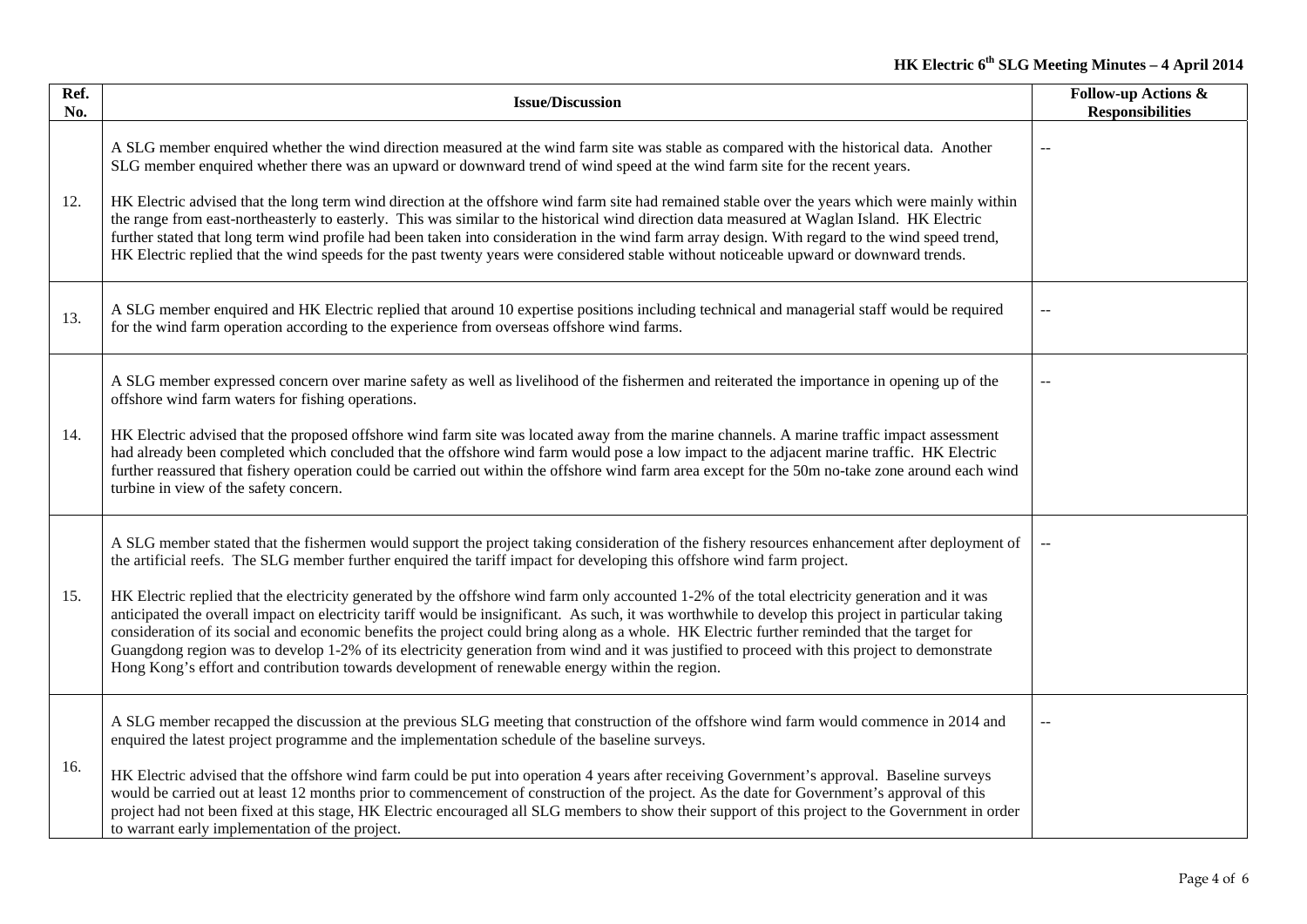| Ref. No. | Issue/Discussion | Follow-up Actions & Responsibilities |
|---|---|---|
| 12. | A SLG member enquired whether the wind direction measured at the wind farm site was stable as compared with the historical data. Another SLG member enquired whether there was an upward or downward trend of wind speed at the wind farm site for the recent years.<br><br>HK Electric advised that the long term wind direction at the offshore wind farm site had remained stable over the years which were mainly within the range from east-northeasterly to easterly. This was similar to the historical wind direction data measured at Waglan Island. HK Electric further stated that long term wind profile had been taken into consideration in the wind farm array design. With regard to the wind speed trend, HK Electric replied that the wind speeds for the past twenty years were considered stable without noticeable upward or downward trends. | -- |
| 13. | A SLG member enquired and HK Electric replied that around 10 expertise positions including technical and managerial staff would be required for the wind farm operation according to the experience from overseas offshore wind farms. | -- |
| 14. | A SLG member expressed concern over marine safety as well as livelihood of the fishermen and reiterated the importance in opening up of the offshore wind farm waters for fishing operations.<br><br>HK Electric advised that the proposed offshore wind farm site was located away from the marine channels. A marine traffic impact assessment had already been completed which concluded that the offshore wind farm would pose a low impact to the adjacent marine traffic. HK Electric further reassured that fishery operation could be carried out within the offshore wind farm area except for the 50m no-take zone around each wind turbine in view of the safety concern. | -- |
| 15. | A SLG member stated that the fishermen would support the project taking consideration of the fishery resources enhancement after deployment of the artificial reefs. The SLG member further enquired the tariff impact for developing this offshore wind farm project.<br><br>HK Electric replied that the electricity generated by the offshore wind farm only accounted 1-2% of the total electricity generation and it was anticipated the overall impact on electricity tariff would be insignificant. As such, it was worthwhile to develop this project in particular taking consideration of its social and economic benefits the project could bring along as a whole. HK Electric further reminded that the target for Guangdong region was to develop 1-2% of its electricity generation from wind and it was justified to proceed with this project to demonstrate Hong Kong's effort and contribution towards development of renewable energy within the region. | -- |
| 16. | A SLG member recapped the discussion at the previous SLG meeting that construction of the offshore wind farm would commence in 2014 and enquired the latest project programme and the implementation schedule of the baseline surveys.<br><br>HK Electric advised that the offshore wind farm could be put into operation 4 years after receiving Government's approval. Baseline surveys would be carried out at least 12 months prior to commencement of construction of the project. As the date for Government's approval of this project had not been fixed at this stage, HK Electric encouraged all SLG members to show their support of this project to the Government in order to warrant early implementation of the project. | -- |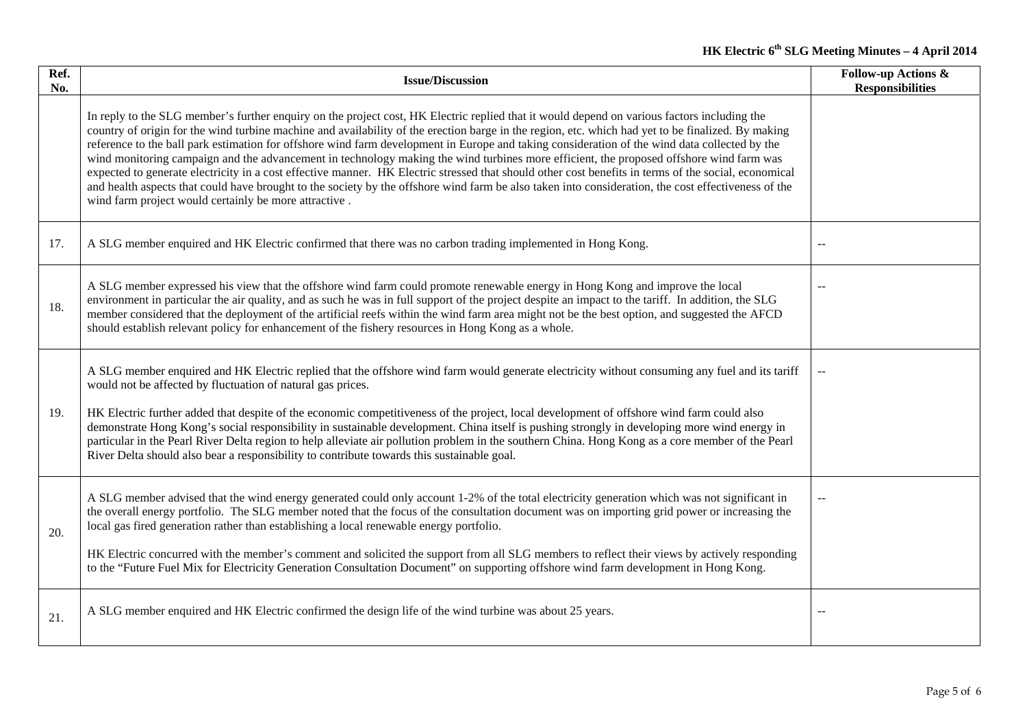| Ref. No. | Issue/Discussion | Follow-up Actions & Responsibilities |
|---|---|---|
| | In reply to the SLG member's further enquiry on the project cost, HK Electric replied that it would depend on various factors including the country of origin for the wind turbine machine and availability of the erection barge in the region, etc. which had yet to be finalized. By making reference to the ball park estimation for offshore wind farm development in Europe and taking consideration of the wind data collected by the wind monitoring campaign and the advancement in technology making the wind turbines more efficient, the proposed offshore wind farm was expected to generate electricity in a cost effective manner. HK Electric stressed that should other cost benefits in terms of the social, economical and health aspects that could have brought to the society by the offshore wind farm be also taken into consideration, the cost effectiveness of the wind farm project would certainly be more attractive . | |
| 17. | A SLG member enquired and HK Electric confirmed that there was no carbon trading implemented in Hong Kong. | -- |
| 18. | A SLG member expressed his view that the offshore wind farm could promote renewable energy in Hong Kong and improve the local environment in particular the air quality, and as such he was in full support of the project despite an impact to the tariff. In addition, the SLG member considered that the deployment of the artificial reefs within the wind farm area might not be the best option, and suggested the AFCD should establish relevant policy for enhancement of the fishery resources in Hong Kong as a whole. | -- |
| 19. | A SLG member enquired and HK Electric replied that the offshore wind farm would generate electricity without consuming any fuel and its tariff would not be affected by fluctuation of natural gas prices.<br><br>HK Electric further added that despite of the economic competitiveness of the project, local development of offshore wind farm could also demonstrate Hong Kong's social responsibility in sustainable development. China itself is pushing strongly in developing more wind energy in particular in the Pearl River Delta region to help alleviate air pollution problem in the southern China. Hong Kong as a core member of the Pearl River Delta should also bear a responsibility to contribute towards this sustainable goal. | -- |
| 20. | A SLG member advised that the wind energy generated could only account 1-2% of the total electricity generation which was not significant in the overall energy portfolio. The SLG member noted that the focus of the consultation document was on importing grid power or increasing the local gas fired generation rather than establishing a local renewable energy portfolio.<br><br>HK Electric concurred with the member's comment and solicited the support from all SLG members to reflect their views by actively responding to the "Future Fuel Mix for Electricity Generation Consultation Document" on supporting offshore wind farm development in Hong Kong. | -- |
| 21. | A SLG member enquired and HK Electric confirmed the design life of the wind turbine was about 25 years. | -- |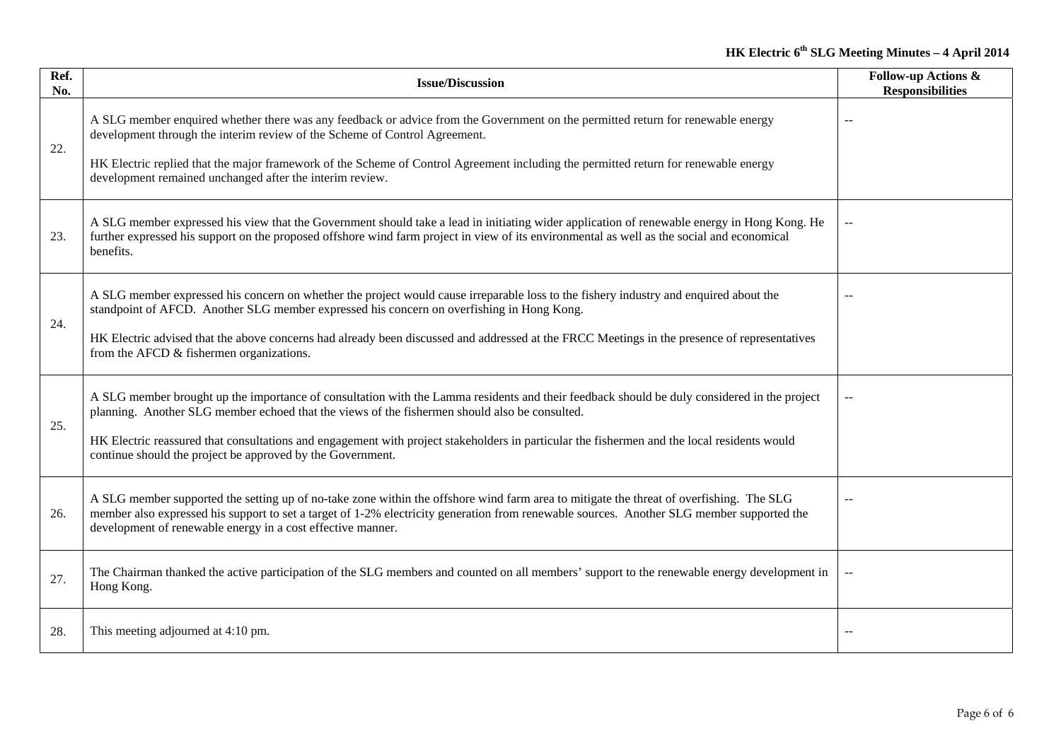| Ref. No. | Issue/Discussion | Follow-up Actions & Responsibilities |
|---|---|---|
| 22. | A SLG member enquired whether there was any feedback or advice from the Government on the permitted return for renewable energy development through the interim review of the Scheme of Control Agreement.<br><br>HK Electric replied that the major framework of the Scheme of Control Agreement including the permitted return for renewable energy development remained unchanged after the interim review. | -- |
| 23. | A SLG member expressed his view that the Government should take a lead in initiating wider application of renewable energy in Hong Kong. He further expressed his support on the proposed offshore wind farm project in view of its environmental as well as the social and economical benefits. | -- |
| 24. | A SLG member expressed his concern on whether the project would cause irreparable loss to the fishery industry and enquired about the standpoint of AFCD. Another SLG member expressed his concern on overfishing in Hong Kong.<br><br>HK Electric advised that the above concerns had already been discussed and addressed at the FRCC Meetings in the presence of representatives from the AFCD & fishermen organizations. | -- |
| 25. | A SLG member brought up the importance of consultation with the Lamma residents and their feedback should be duly considered in the project planning. Another SLG member echoed that the views of the fishermen should also be consulted.<br><br>HK Electric reassured that consultations and engagement with project stakeholders in particular the fishermen and the local residents would continue should the project be approved by the Government. | -- |
| 26. | A SLG member supported the setting up of no-take zone within the offshore wind farm area to mitigate the threat of overfishing. The SLG member also expressed his support to set a target of 1-2% electricity generation from renewable sources. Another SLG member supported the development of renewable energy in a cost effective manner. | -- |
| 27. | The Chairman thanked the active participation of the SLG members and counted on all members' support to the renewable energy development in Hong Kong. | -- |
| 28. | This meeting adjourned at 4:10 pm. | -- |